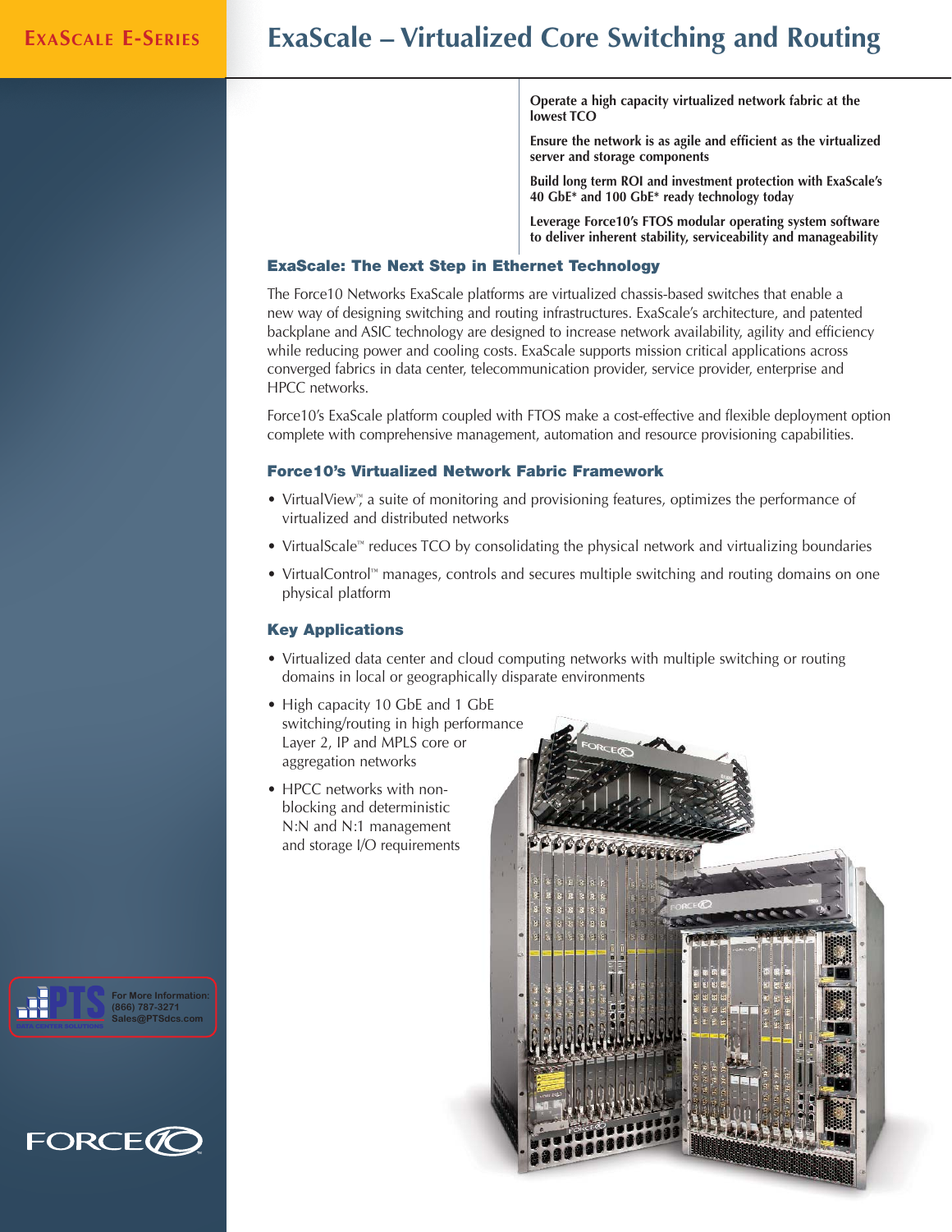# ExaScale – Virtualized Core Switching and Routing

ExaScale E-Series

**Operate a high capacity virtualized network fabric at the lowest TCO**

**Ensure the network is as agile and efficient as the virtualized server and storage components**

**Build long term ROI and investment protection with ExaScale's 40 GbE* and 100 GbE* ready technology today**

**Leverage Force10's FTOS modular operating system software to deliver inherent stability, serviceability and manageability**

## ExaScale: The Next Step in Ethernet Technology

The Force10 Networks ExaScale platforms are virtualized chassis-based switches that enable a new way of designing switching and routing infrastructures. ExaScale's architecture, and patented backplane and ASIC technology are designed to increase network availability, agility and efficiency while reducing power and cooling costs. ExaScale supports mission critical applications across converged fabrics in data center, telecommunication provider, service provider, enterprise and HPCC networks.

Force10's ExaScale platform coupled with FTOS make a cost-effective and flexible deployment option complete with comprehensive management, automation and resource provisioning capabilities.

## Force10's Virtualized Network Fabric Framework

- VirtualView™, a suite of monitoring and provisioning features, optimizes the performance of virtualized and distributed networks
- VirtualScale™ reduces TCO by consolidating the physical network and virtualizing boundaries
- VirtualControl™ manages, controls and secures multiple switching and routing domains on one physical platform

## Key Applications

- Virtualized data center and cloud computing networks with multiple switching or routing domains in local or geographically disparate environments
- High capacity 10 GbE and 1 GbE switching/routing in high performance Layer 2, IP and MPLS core or aggregation networks
- HPCC networks with non-blocking and deterministic N:N and N:1 management and storage I/O requirements

For More Information:
(866) 787-3271
Sales@PTSdcs.com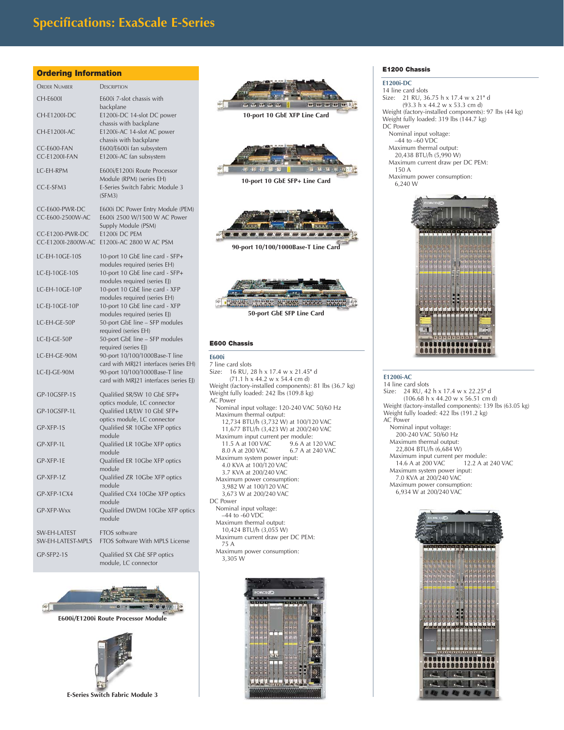# Specifications: ExaScale E-Series

## Ordering Information

| Order Number | Description |
|---|---|
| CH-E600I | E600i 7-slot chassis with backplane |
| CH-E1200I-DC | E1200i-DC 14-slot DC power chassis with backplane |
| CH-E1200I-AC | E1200i-AC 14-slot AC power chassis with backplane |
| CC-E600-FAN | E600/E600i fan subsystem |
| CC-E1200I-FAN | E1200i-AC fan subsystem |
| LC-EH-RPM | E600i/E1200i Route Processor Module (RPM) (series EH) |
| CC-E-SFM3 | E-Series Switch Fabric Module 3 (SFM3) |
| CC-E600-PWR-DC | E600i DC Power Entry Module (PEM) |
| CC-E600-2500W-AC | E600i 2500 W/1500 W AC Power Supply Module (PSM) |
| CC-E1200-PWR-DC | E1200i DC PEM |
| CC-E1200I-2800W-AC | E1200i-AC 2800 W AC PSM |
| LC-EH-10GE-10S | 10-port 10 GbE line card - SFP+ modules required (series EH) |
| LC-EJ-10GE-10S | 10-port 10 GbE line card - SFP+ modules required (series EJ) |
| LC-EH-10GE-10P | 10-port 10 GbE line card - XFP modules required (series EH) |
| LC-EJ-10GE-10P | 10-port 10 GbE line card - XFP modules required (series EJ) |
| LC-EH-GE-50P | 50-port GbE line – SFP modules required (series EH) |
| LC-EJ-GE-50P | 50-port GbE line – SFP modules required (series EJ) |
| LC-EH-GE-90M | 90-port 10/100/1000Base-T line card with MRJ21 interfaces (series EH) |
| LC-EJ-GE-90M | 90-port 10/100/1000Base-T line card with MRJ21 interfaces (series EJ) |
| GP-10GSFP-1S | Qualified SR/SW 10 GbE SFP+ optics module, LC connector |
| GP-10GSFP-1L | Qualified LR/LW 10 GbE SFP+ optics module, LC connector |
| GP-XFP-1S | Qualified SR 10GbE XFP optics module |
| GP-XFP-1L | Qualified LR 10GbE XFP optics module |
| GP-XFP-1E | Qualified ER 10GbE XFP optics module |
| GP-XFP-1Z | Qualified ZR 10Gbe XFP optics module |
| GP-XFP-1CX4 | Qualified CX4 10Gbe XFP optics module |
| GP-XFP-Wxx | Qualified DWDM 10Gbe XFP optics module |
| SW-EH-LATEST | FTOS software |
| SW-EH-LATEST-MPLS | FTOS Software With MPLS License |
| GP-SFP2-1S | Qualified SX GbE SFP optics module, LC connector |

E600i/E1200i Route Processor Module

E-Series Switch Fabric Module 3

10-port 10 GbE XFP Line Card

10-port 10 GbE SFP+ Line Card

90-port 10/100/1000Base-T Line Card

50-port GbE SFP Line Card

### E600 Chassis

**E600i**

7 line card slots

Size: 16 RU, 28 h x 17.4 w x 21.45" d (71.1 h x 44.2 w x 54.4 cm d)

Weight (factory-installed components): 81 lbs (36.7 kg)

Weight fully loaded: 242 lbs (109.8 kg)

AC Power
- Nominal input voltage: 120-240 VAC 50/60 Hz
- Maximum thermal output:
  - 12,734 BTU/h (3,732 W) at 100/120 VAC
  - 11,677 BTU/h (3,423 W) at 200/240 VAC
- Maximum input current per module:
  - 11.5 A at 100 VAC    9.6 A at 120 VAC
  - 8.0 A at 200 VAC    6.7 A at 240 VAC
- Maximum system power input:
  - 4.0 KVA at 100/120 VAC
  - 3.7 KVA at 200/240 VAC
- Maximum power consumption:
  - 3,982 W at 100/120 VAC
  - 3,673 W at 200/240 VAC

DC Power
- Nominal input voltage: –44 to -60 VDC
- Maximum thermal output: 10,424 BTU/h (3,055 W)
- Maximum current draw per DC PEM: 75 A
- Maximum power consumption: 3,305 W

### E1200 Chassis

**E1200i-DC**

14 line card slots

Size: 21 RU, 36.75 h x 17.4 w x 21" d (93.3 h x 44.2 w x 53.3 cm d)

Weight (factory-installed components): 97 lbs (44 kg)

Weight fully loaded: 319 lbs (144.7 kg)

DC Power
- Nominal input voltage: –44 to –60 VDC
- Maximum thermal output: 20,438 BTU/h (5,990 W)
- Maximum current draw per DC PEM: 150 A
- Maximum power consumption: 6,240 W

**E1200i-AC**

14 line card slots

Size: 24 RU, 42 h x 17.4 w x 22.25" d (106.68 h x 44.20 w x 56.51 cm d)

Weight (factory-installed components): 139 lbs (63.05 kg)

Weight fully loaded: 422 lbs (191.2 kg)

AC Power
- Nominal input voltage: 200-240 VAC 50/60 Hz
- Maximum thermal output: 22,804 BTU/h (6,684 W)
- Maximum input current per module:
  - 14.6 A at 200 VAC    12.2 A at 240 VAC
- Maximum system power input: 7.0 KVA at 200/240 VAC
- Maximum power consumption: 6,934 W at 200/240 VAC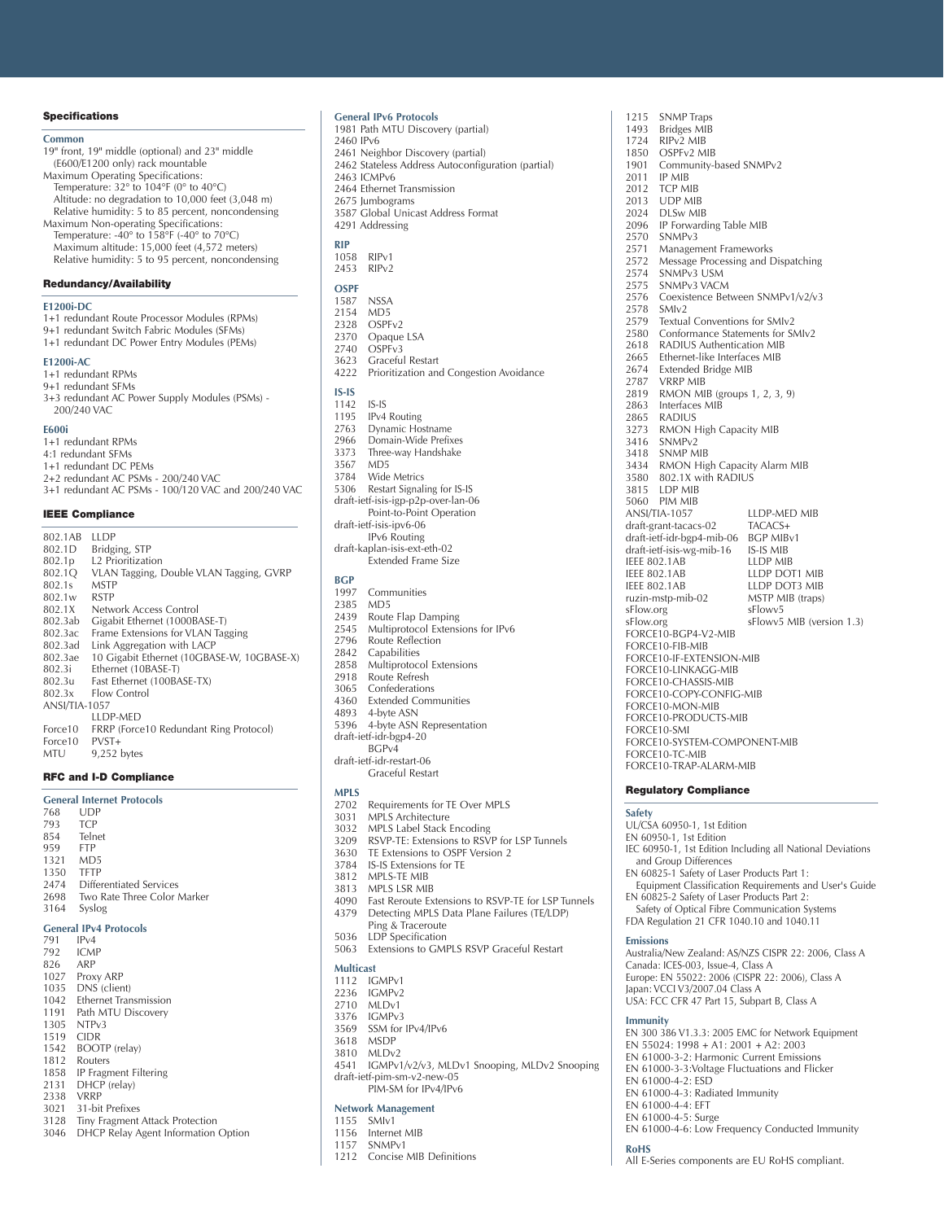## Specifications

### Common

19" front, 19" middle (optional) and 23" middle (E600/E1200 only) rack mountable
Maximum Operating Specifications:
Temperature: 32° to 104°F (0° to 40°C)
Altitude: no degradation to 10,000 feet (3,048 m)
Relative humidity: 5 to 85 percent, noncondensing
Maximum Non-operating Specifications:
Temperature: -40° to 158°F (-40° to 70°C)
Maximum altitude: 15,000 feet (4,572 meters)
Relative humidity: 5 to 95 percent, noncondensing

## Redundancy/Availability

### E1200i-DC

1+1 redundant Route Processor Modules (RPMs)
9+1 redundant Switch Fabric Modules (SFMs)
1+1 redundant DC Power Entry Modules (PEMs)

### E1200i-AC

1+1 redundant RPMs
9+1 redundant SFMs
3+3 redundant AC Power Supply Modules (PSMs) - 200/240 VAC

### E600i

1+1 redundant RPMs
4:1 redundant SFMs
1+1 redundant DC PEMs
2+2 redundant AC PSMs - 200/240 VAC
3+1 redundant AC PSMs - 100/120 VAC and 200/240 VAC

## IEEE Compliance

| | |
|---|---|
| 802.1AB | LLDP |
| 802.1D | Bridging, STP |
| 802.1p | L2 Prioritization |
| 802.1Q | VLAN Tagging, Double VLAN Tagging, GVRP |
| 802.1s | MSTP |
| 802.1w | RSTP |
| 802.1X | Network Access Control |
| 802.3ab | Gigabit Ethernet (1000BASE-T) |
| 802.3ac | Frame Extensions for VLAN Tagging |
| 802.3ad | Link Aggregation with LACP |
| 802.3ae | 10 Gigabit Ethernet (10GBASE-W, 10GBASE-X) |
| 802.3i | Ethernet (10BASE-T) |
| 802.3u | Fast Ethernet (100BASE-TX) |
| 802.3x | Flow Control |
| ANSI/TIA-1057 | LLDP-MED |
| Force10 | FRRP (Force10 Redundant Ring Protocol) |
| Force10 | PVST+ |
| MTU | 9,252 bytes |

## RFC and I-D Compliance

### General Internet Protocols

| | |
|---|---|
| 768 | UDP |
| 793 | TCP |
| 854 | Telnet |
| 959 | FTP |
| 1321 | MD5 |
| 1350 | TFTP |
| 2474 | Differentiated Services |
| 2698 | Two Rate Three Color Marker |
| 3164 | Syslog |

### General IPv4 Protocols

| | |
|---|---|
| 791 | IPv4 |
| 792 | ICMP |
| 826 | ARP |
| 1027 | Proxy ARP |
| 1035 | DNS (client) |
| 1042 | Ethernet Transmission |
| 1191 | Path MTU Discovery |
| 1305 | NTPv3 |
| 1519 | CIDR |
| 1542 | BOOTP (relay) |
| 1812 | Routers |
| 1858 | IP Fragment Filtering |
| 2131 | DHCP (relay) |
| 2338 | VRRP |
| 3021 | 31-bit Prefixes |
| 3128 | Tiny Fragment Attack Protection |
| 3046 | DHCP Relay Agent Information Option |

### General IPv6 Protocols

| | |
|---|---|
| 1981 | Path MTU Discovery (partial) |
| 2460 | IPv6 |
| 2461 | Neighbor Discovery (partial) |
| 2462 | Stateless Address Autoconfiguration (partial) |
| 2463 | ICMPv6 |
| 2464 | Ethernet Transmission |
| 2675 | Jumbograms |
| 3587 | Global Unicast Address Format |
| 4291 | Addressing |

### RIP

| | |
|---|---|
| 1058 | RIPv1 |
| 2453 | RIPv2 |

### OSPF

| | |
|---|---|
| 1587 | NSSA |
| 2154 | MD5 |
| 2328 | OSPFv2 |
| 2370 | Opaque LSA |
| 2740 | OSPFv3 |
| 3623 | Graceful Restart |
| 4222 | Prioritization and Congestion Avoidance |

### IS-IS

| | |
|---|---|
| 1142 | IS-IS |
| 1195 | IPv4 Routing |
| 2763 | Dynamic Hostname |
| 2966 | Domain-Wide Prefixes |
| 3373 | Three-way Handshake |
| 3567 | MD5 |
| 3784 | Wide Metrics |
| 5306 | Restart Signaling for IS-IS |
| draft-ietf-isis-igp-p2p-over-lan-06 | Point-to-Point Operation |
| draft-ietf-isis-ipv6-06 | IPv6 Routing |
| draft-kaplan-isis-ext-eth-02 | Extended Frame Size |

### BGP

| | |
|---|---|
| 1997 | Communities |
| 2385 | MD5 |
| 2439 | Route Flap Damping |
| 2545 | Multiprotocol Extensions for IPv6 |
| 2796 | Route Reflection |
| 2842 | Capabilities |
| 2858 | Multiprotocol Extensions |
| 2918 | Route Refresh |
| 3065 | Confederations |
| 4360 | Extended Communities |
| 4893 | 4-byte ASN |
| 5396 | 4-byte ASN Representation |
| draft-ietf-idr-bgp4-20 | BGPv4 |
| draft-ietf-idr-restart-06 | Graceful Restart |

### MPLS

| | |
|---|---|
| 2702 | Requirements for TE Over MPLS |
| 3031 | MPLS Architecture |
| 3032 | MPLS Label Stack Encoding |
| 3209 | RSVP-TE: Extensions to RSVP for LSP Tunnels |
| 3630 | TE Extensions to OSPF Version 2 |
| 3784 | IS-IS Extensions for TE |
| 3812 | MPLS-TE MIB |
| 3813 | MPLS LSR MIB |
| 4090 | Fast Reroute Extensions to RSVP-TE for LSP Tunnels |
| 4379 | Detecting MPLS Data Plane Failures (TE/LDP) Ping & Traceroute |
| 5036 | LDP Specification |
| 5063 | Extensions to GMPLS RSVP Graceful Restart |

### Multicast

| | |
|---|---|
| 1112 | IGMPv1 |
| 2236 | IGMPv2 |
| 2710 | MLDv1 |
| 3376 | IGMPv3 |
| 3569 | SSM for IPv4/IPv6 |
| 3618 | MSDP |
| 3810 | MLDv2 |
| 4541 | IGMPv1/v2/v3, MLDv1 Snooping, MLDv2 Snooping |
| draft-ietf-pim-sm-v2-new-05 | PIM-SM for IPv4/IPv6 |

### Network Management

| | |
|---|---|
| 1155 | SMIv1 |
| 1156 | Internet MIB |
| 1157 | SNMPv1 |
| 1212 | Concise MIB Definitions |
| 1215 | SNMP Traps |
| 1493 | Bridges MIB |
| 1724 | RIPv2 MIB |
| 1850 | OSPFv2 MIB |
| 1901 | Community-based SNMPv2 |
| 2011 | IP MIB |
| 2012 | TCP MIB |
| 2013 | UDP MIB |
| 2024 | DLSw MIB |
| 2096 | IP Forwarding Table MIB |
| 2570 | SNMPv3 |
| 2571 | Management Frameworks |
| 2572 | Message Processing and Dispatching |
| 2574 | SNMPv3 USM |
| 2575 | SNMPv3 VACM |
| 2576 | Coexistence Between SNMPv1/v2/v3 |
| 2578 | SMIv2 |
| 2579 | Textual Conventions for SMIv2 |
| 2580 | Conformance Statements for SMIv2 |
| 2618 | RADIUS Authentication MIB |
| 2665 | Ethernet-like Interfaces MIB |
| 2674 | Extended Bridge MIB |
| 2787 | VRRP MIB |
| 2819 | RMON MIB (groups 1, 2, 3, 9) |
| 2863 | Interfaces MIB |
| 2865 | RADIUS |
| 3273 | RMON High Capacity MIB |
| 3416 | SNMPv2 |
| 3418 | SNMP MIB |
| 3434 | RMON High Capacity Alarm MIB |
| 3580 | 802.1X with RADIUS |
| 3815 | LDP MIB |
| 5060 | PIM MIB |
| ANSI/TIA-1057 | LLDP-MED MIB |
| draft-grant-tacacs-02 | TACACS+ |
| draft-ietf-idr-bgp4-mib-06 | BGP MIBv1 |
| draft-ietf-isis-wg-mib-16 | IS-IS MIB |
| IEEE 802.1AB | LLDP MIB |
| IEEE 802.1AB | LLDP DOT1 MIB |
| IEEE 802.1AB | LLDP DOT3 MIB |
| ruzin-mstp-mib-02 | MSTP MIB (traps) |
| sFlow.org | sFlowv5 |
| sFlow.org | sFlowv5 MIB (version 1.3) |

FORCE10-BGP4-V2-MIB
FORCE10-FIB-MIB
FORCE10-IF-EXTENSION-MIB
FORCE10-LINKAGG-MIB
FORCE10-CHASSIS-MIB
FORCE10-COPY-CONFIG-MIB
FORCE10-MON-MIB
FORCE10-PRODUCTS-MIB
FORCE10-SMI
FORCE10-SYSTEM-COMPONENT-MIB
FORCE10-TC-MIB
FORCE10-TRAP-ALARM-MIB

## Regulatory Compliance

### Safety

UL/CSA 60950-1, 1st Edition
EN 60950-1, 1st Edition
IEC 60950-1, 1st Edition Including all National Deviations and Group Differences
EN 60825-1 Safety of Laser Products Part 1: Equipment Classification Requirements and User's Guide
EN 60825-2 Safety of Laser Products Part 2: Safety of Optical Fibre Communication Systems
FDA Regulation 21 CFR 1040.10 and 1040.11

### Emissions

Australia/New Zealand: AS/NZS CISPR 22: 2006, Class A
Canada: ICES-003, Issue-4, Class A
Europe: EN 55022: 2006 (CISPR 22: 2006), Class A
Japan: VCCI V3/2007.04 Class A
USA: FCC CFR 47 Part 15, Subpart B, Class A

### Immunity

EN 300 386 V1.3.3: 2005 EMC for Network Equipment
EN 55024: 1998 + A1: 2001 + A2: 2003
EN 61000-3-2: Harmonic Current Emissions
EN 61000-3-3: Voltage Fluctuations and Flicker
EN 61000-4-2: ESD
EN 61000-4-3: Radiated Immunity
EN 61000-4-4: EFT
EN 61000-4-5: Surge
EN 61000-4-6: Low Frequency Conducted Immunity

### RoHS

All E-Series components are EU RoHS compliant.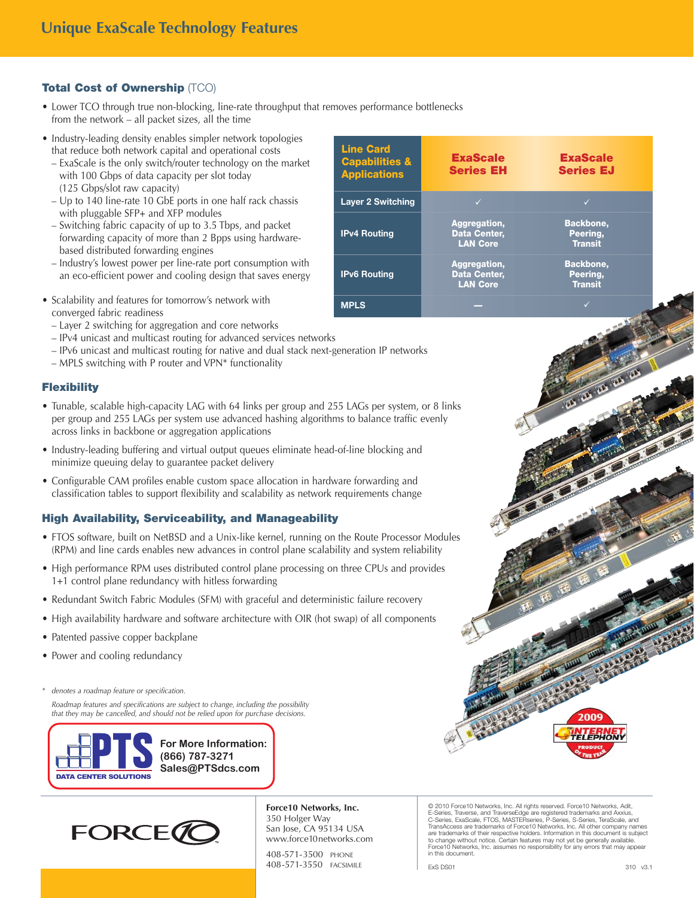# Unique ExaScale Technology Features

## Total Cost of Ownership (TCO)

- Lower TCO through true non-blocking, line-rate throughput that removes performance bottlenecks from the network – all packet sizes, all the time
- Industry-leading density enables simpler network topologies that reduce both network capital and operational costs
  - ExaScale is the only switch/router technology on the market with 100 Gbps of data capacity per slot today (125 Gbps/slot raw capacity)
  - Up to 140 line-rate 10 GbE ports in one half rack chassis with pluggable SFP+ and XFP modules
  - Switching fabric capacity of up to 3.5 Tbps, and packet forwarding capacity of more than 2 Bpps using hardware-based distributed forwarding engines
  - Industry's lowest power per line-rate port consumption with an eco-efficient power and cooling design that saves energy
- Scalability and features for tomorrow's network with converged fabric readiness
  - Layer 2 switching for aggregation and core networks
  - IPv4 unicast and multicast routing for advanced services networks
  - IPv6 unicast and multicast routing for native and dual stack next-generation IP networks
  - MPLS switching with P router and VPN* functionality

| Line Card Capabilities & Applications | ExaScale Series EH | ExaScale Series EJ |
|---|---|---|
| Layer 2 Switching | ✓ | ✓ |
| IPv4 Routing | Aggregation, Data Center, LAN Core | Backbone, Peering, Transit |
| IPv6 Routing | Aggregation, Data Center, LAN Core | Backbone, Peering, Transit |
| MPLS | — | ✓ |

## Flexibility

- Tunable, scalable high-capacity LAG with 64 links per group and 255 LAGs per system, or 8 links per group and 255 LAGs per system use advanced hashing algorithms to balance traffic evenly across links in backbone or aggregation applications
- Industry-leading buffering and virtual output queues eliminate head-of-line blocking and minimize queuing delay to guarantee packet delivery
- Configurable CAM profiles enable custom space allocation in hardware forwarding and classification tables to support flexibility and scalability as network requirements change

## High Availability, Serviceability, and Manageability

- FTOS software, built on NetBSD and a Unix-like kernel, running on the Route Processor Modules (RPM) and line cards enables new advances in control plane scalability and system reliability
- High performance RPM uses distributed control plane processing on three CPUs and provides 1+1 control plane redundancy with hitless forwarding
- Redundant Switch Fabric Modules (SFM) with graceful and deterministic failure recovery
- High availability hardware and software architecture with OIR (hot swap) of all components
- Patented passive copper backplane
- Power and cooling redundancy

\* *denotes a roadmap feature or specification.*

*Roadmap features and specifications are subject to change, including the possibility that they may be cancelled, and should not be relied upon for purchase decisions.*

PTS DATA CENTER SOLUTIONS

**For More Information:**
**(866) 787-3271**
**Sales@PTSdcs.com**

2009 INTERNET TELEPHONY PRODUCT OF THE YEAR

FORCE10

**Force10 Networks, Inc.**
350 Holger Way
San Jose, CA 95134 USA
www.force10networks.com

408-571-3500 PHONE
408-571-3550 FACSIMILE

© 2010 Force10 Networks, Inc. All rights reserved. Force10 Networks, Adit, E-Series, Traverse, and TraverseEdge are registered trademarks and Axxius, C-Series, ExaScale, FTOS, MASTERseries, P-Series, S-Series, TeraScale, and TransAccess are trademarks of Force10 Networks, Inc. All other company names are trademarks of their respective holders. Information in this document is subject to change without notice. Certain features may not yet be generally available. Force10 Networks, Inc. assumes no responsibility for any errors that may appear in this document.

ExS DS01 310 v3.1